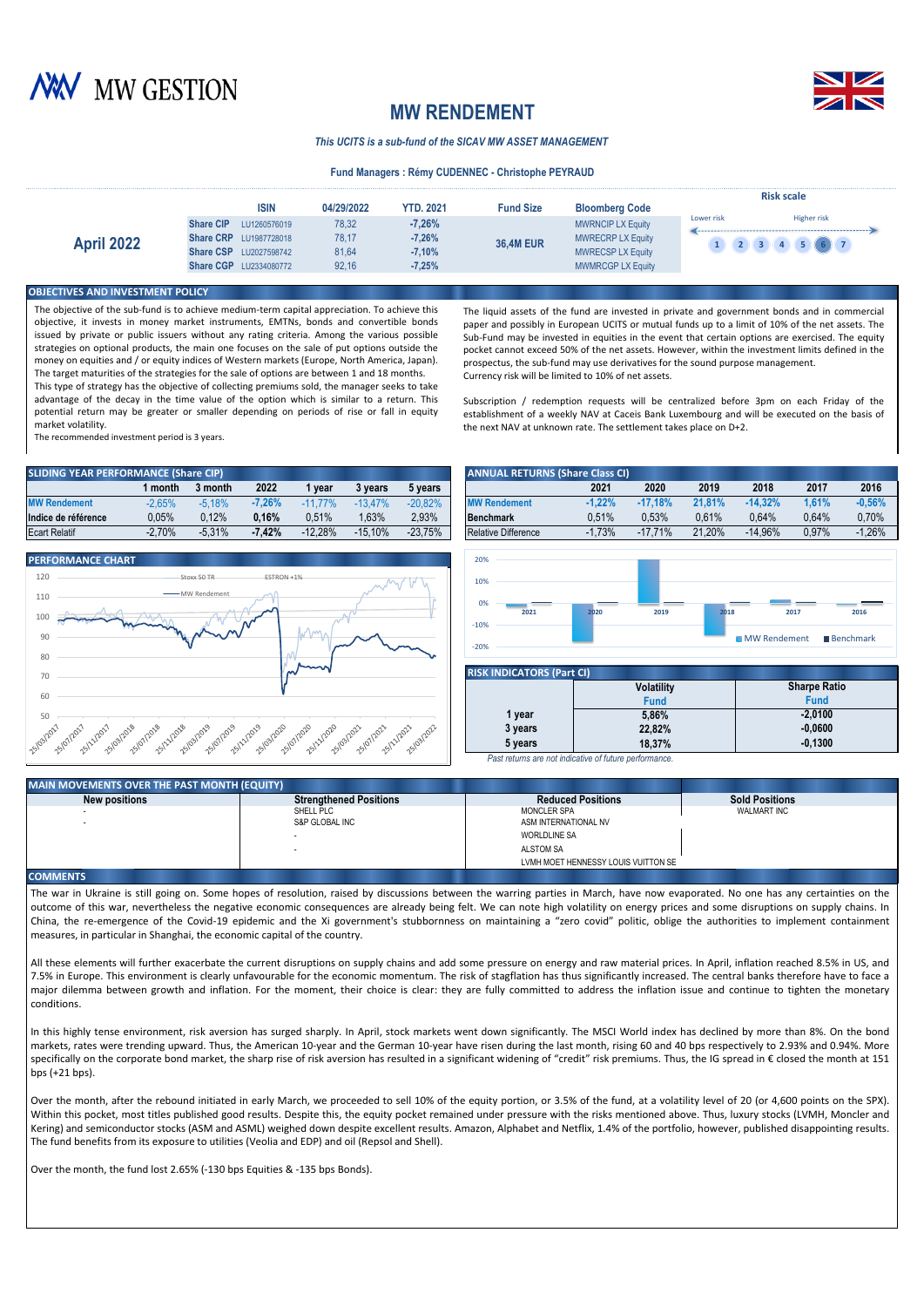# MW GESTION

# MW RENDEMENT

*This UCITS is a sub-fund of the SICAV MW ASSET MANAGEMENT*

**Fund Managers : Rémy CUDENNEC - Christophe PEYRAUD**

## April 2022

| | ISIN | 04/29/2022 | YTD. 2021 | Fund Size | Bloomberg Code |
|---|---|---|---|---|---|
| **Share CIP** | LU1260576019 | 78,32 | **-7,26%** | **36,4M EUR** | MWRNCIP LX Equity |
| **Share CRP** | LU1987728018 | 78,17 | **-7,26%** | | MWRECRP LX Equity |
| **Share CSP** | LU2027598742 | 81,64 | **-7,10%** | | MWRECSP LX Equity |
| **Share CGP** | LU2334080772 | 92,16 | **-7,25%** | | MWMRCGP LX Equity |

**Risk scale**

Lower risk — Higher risk

1 2 3 4 5 **6** 7

## OBJECTIVES AND INVESTMENT POLICY

The objective of the sub-fund is to achieve medium-term capital appreciation. To achieve this objective, it invests in money market instruments, EMTNs, bonds and convertible bonds issued by private or public issuers without any rating criteria. Among the various possible strategies on optional products, the main one focuses on the sale of put options outside the money on equities and / or equity indices of Western markets (Europe, North America, Japan). The target maturities of the strategies for the sale of options are between 1 and 18 months.
This type of strategy has the objective of collecting premiums sold, the manager seeks to take advantage of the decay in the time value of the option which is similar to a return. This potential return may be greater or smaller depending on periods of rise or fall in equity market volatility.
The recommended investment period is 3 years.

The liquid assets of the fund are invested in private and government bonds and in commercial paper and possibly in European UCITS or mutual funds up to a limit of 10% of the net assets. The Sub-Fund may be invested in equities in the event that certain options are exercised. The equity pocket cannot exceed 50% of the net assets. However, within the investment limits defined in the prospectus, the sub-fund may use derivatives for the sound purpose management.
Currency risk will be limited to 10% of net assets.

Subscription / redemption requests will be centralized before 3pm on each Friday of the establishment of a weekly NAV at Caceis Bank Luxembourg and will be executed on the basis of the next NAV at unknown rate. The settlement takes place on D+2.

## SLIDING YEAR PERFORMANCE (Share CIP)

| | 1 month | 3 month | 2022 | 1 year | 3 years | 5 years |
|---|---|---|---|---|---|---|
| **MW Rendement** | -2,65% | -5,18% | **-7,26%** | -11,77% | -13,47% | -20,82% |
| **Indice de référence** | 0,05% | 0,12% | **0,16%** | 0,51% | 1,63% | 2,93% |
| Ecart Relatif | -2,70% | -5,31% | **-7,42%** | -12,28% | -15,10% | -23,75% |

## ANNUAL RETURNS (Share Class CI)

| | 2021 | 2020 | 2019 | 2018 | 2017 | 2016 |
|---|---|---|---|---|---|---|
| **MW Rendement** | **-1,22%** | **-17,18%** | **21,81%** | **-14,32%** | **1,61%** | **-0,56%** |
| **Benchmark** | 0,51% | 0,53% | 0,61% | 0,64% | 0,64% | 0,70% |
| Relative Difference | -1,73% | -17,71% | 21,20% | -14,96% | 0,97% | -1,26% |

## PERFORMANCE CHART

## RISK INDICATORS (Part CI)

| | Volatility Fund | Sharpe Ratio Fund |
|---|---|---|
| **1 year** | **5,86%** | **-2,0100** |
| **3 years** | **22,82%** | **-0,0600** |
| **5 years** | **18,37%** | **-0,1300** |

*Past returns are not indicative of future performance.*

## MAIN MOVEMENTS OVER THE PAST MONTH (EQUITY)

| New positions | Strengthened Positions | Reduced Positions | Sold Positions |
|---|---|---|---|
| - | SHELL PLC | MONCLER SPA | WALMART INC |
| - | S&P GLOBAL INC | ASM INTERNATIONAL NV | |
| | - | WORLDLINE SA | |
| | - | ALSTOM SA | |
| | | LVMH MOET HENNESSY LOUIS VUITTON SE | |

## COMMENTS

The war in Ukraine is still going on. Some hopes of resolution, raised by discussions between the warring parties in March, have now evaporated. No one has any certainties on the outcome of this war, nevertheless the negative economic consequences are already being felt. We can note high volatility on energy prices and some disruptions on supply chains. In China, the re-emergence of the Covid-19 epidemic and the Xi government's stubbornness on maintaining a "zero covid" politic, oblige the authorities to implement containment measures, in particular in Shanghai, the economic capital of the country.

All these elements will further exacerbate the current disruptions on supply chains and add some pressure on energy and raw material prices. In April, inflation reached 8.5% in US, and 7.5% in Europe. This environment is clearly unfavourable for the economic momentum. The risk of stagflation has thus significantly increased. The central banks therefore have to face a major dilemma between growth and inflation. For the moment, their choice is clear: they are fully committed to address the inflation issue and continue to tighten the monetary conditions.

In this highly tense environment, risk aversion has surged sharply. In April, stock markets went down significantly. The MSCI World index has declined by more than 8%. On the bond markets, rates were trending upward. Thus, the American 10-year and the German 10-year have risen during the last month, rising 60 and 40 bps respectively to 2.93% and 0.94%. More specifically on the corporate bond market, the sharp rise of risk aversion has resulted in a significant widening of "credit" risk premiums. Thus, the IG spread in € closed the month at 151 bps (+21 bps).

Over the month, after the rebound initiated in early March, we proceeded to sell 10% of the equity portion, or 3.5% of the fund, at a volatility level of 20 (or 4,600 points on the SPX). Within this pocket, most titles published good results. Despite this, the equity pocket remained under pressure with the risks mentioned above. Thus, luxury stocks (LVMH, Moncler and Kering) and semiconductor stocks (ASM and ASML) weighed down despite excellent results. Amazon, Alphabet and Netflix, 1.4% of the portfolio, however, published disappointing results. The fund benefits from its exposure to utilities (Veolia and EDP) and oil (Repsol and Shell).

Over the month, the fund lost 2.65% (-130 bps Equities & -135 bps Bonds).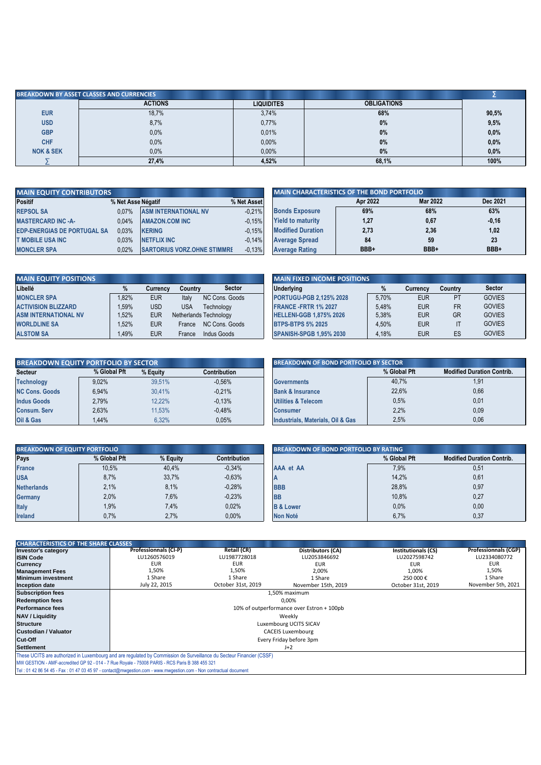| BREAKDOWN BY ASSET CLASSES AND CURRENCIES | | | | ∑ |
|---|---|---|---|---|
| | ACTIONS | LIQUIDITES | OBLIGATIONS | |
| EUR | 18,7% | 3,74% | 68% | 90,5% |
| USD | 8,7% | 0,77% | 0% | 9,5% |
| GBP | 0,0% | 0,01% | 0% | 0,0% |
| CHF | 0,0% | 0,00% | 0% | 0,0% |
| NOK & SEK | 0,0% | 0,00% | 0% | 0,0% |
| ∑ | 27,4% | 4,52% | 68,1% | 100% |

| MAIN EQUITY CONTRIBUTORS | | | |
|---|---|---|---|
| Positif | % Net Asse | Négatif | % Net Asset |
| REPSOL SA | 0,07% | ASM INTERNATIONAL NV | -0,21% |
| MASTERCARD INC -A- | 0,04% | AMAZON.COM INC | -0,15% |
| EDP-ENERGIAS DE PORTUGAL SA | 0,03% | KERING | -0,15% |
| T MOBILE USA INC | 0,03% | NETFLIX INC | -0,14% |
| MONCLER SPA | 0,02% | SARTORIUS VORZ.OHNE STIMMRE | -0,13% |

| MAIN CHARACTERISTICS OF THE BOND PORTFOLIO | Apr 2022 | Mar 2022 | Dec 2021 |
|---|---|---|---|
| Bonds Exposure | 69% | 68% | 63% |
| Yield to maturity | 1,27 | 0,67 | -0,16 |
| Modified Duration | 2,73 | 2,36 | 1,02 |
| Average Spread | 84 | 59 | 23 |
| Average Rating | BBB+ | BBB+ | BBB+ |

| MAIN EQUITY POSITIONS | | | | |
|---|---|---|---|---|
| Libellé | % | Currency | Country | Sector |
| MONCLER SPA | 1,82% | EUR | Italy | NC Cons. Goods |
| ACTIVISION BLIZZARD | 1,59% | USD | USA | Technology |
| ASM INTERNATIONAL NV | 1,52% | EUR | Netherlands | Technology |
| WORLDLINE SA | 1,52% | EUR | France | NC Cons. Goods |
| ALSTOM SA | 1,49% | EUR | France | Indus Goods |

| MAIN FIXED INCOME POSITIONS | | | | |
|---|---|---|---|---|
| Underlying | % | Currency | Country | Sector |
| PORTUGU-PGB 2,125% 2028 | 5,70% | EUR | PT | GOVIES |
| FRANCE -FRTR 1% 2027 | 5,48% | EUR | FR | GOVIES |
| HELLENI-GGB 1,875% 2026 | 5,38% | EUR | GR | GOVIES |
| BTPS-BTPS 5% 2025 | 4,50% | EUR | IT | GOVIES |
| SPANISH-SPGB 1,95% 2030 | 4,18% | EUR | ES | GOVIES |

| BREAKDOWN EQUITY PORTFOLIO BY SECTOR | | | |
|---|---|---|---|
| Secteur | % Global Pft | % Equity | Contribution |
| Technology | 9,02% | 39,51% | -0,56% |
| NC Cons. Goods | 6,94% | 30,41% | -0,21% |
| Indus Goods | 2,79% | 12,22% | -0,13% |
| Consum. Serv | 2,63% | 11,53% | -0,48% |
| Oil & Gas | 1,44% | 6,32% | 0,05% |

| BREAKDOWN OF BOND PORTFOLIO BY SECTOR | % Global Pft | Modified Duration Contrib. |
|---|---|---|
| Governments | 40,7% | 1,91 |
| Bank & Insurance | 22,6% | 0,66 |
| Utilities & Telecom | 0,5% | 0,01 |
| Consumer | 2,2% | 0,09 |
| Industrials, Materials, Oil & Gas | 2,5% | 0,06 |

| BREAKDOWN OF EQUITY PORTFOLIO | | | |
|---|---|---|---|
| Pays | % Global Pft | % Equity | Contribution |
| France | 10,5% | 40,4% | -0,34% |
| USA | 8,7% | 33,7% | -0,63% |
| Netherlands | 2,1% | 8,1% | -0,28% |
| Germany | 2,0% | 7,6% | -0,23% |
| Italy | 1,9% | 7,4% | 0,02% |
| Ireland | 0,7% | 2,7% | 0,00% |

| BREAKDOWN OF BOND PORTFOLIO BY RATING | % Global Pft | Modified Duration Contrib. |
|---|---|---|
| AAA et AA | 7,9% | 0,51 |
| A | 14,2% | 0,61 |
| BBB | 28,8% | 0,97 |
| BB | 10,8% | 0,27 |
| B & Lower | 0,0% | 0,00 |
| Non Noté | 6,7% | 0,37 |

| CHARACTERISTICS OF THE SHARE CLASSES | | | | | |
|---|---|---|---|---|---|
| Investor's category | Professionnals (CI-P) | Retail (CR) | Distributors (CA) | Institutionals (CS) | Professionnals (CGP) |
| ISIN Code | LU1260576019 | LU1987728018 | LU2053846692 | LU2027598742 | LU2334080772 |
| Currency | EUR | EUR | EUR | EUR | EUR |
| Management Fees | 1,50% | 1,50% | 2,00% | 1,00% | 1,50% |
| Minimum investment | 1 Share | 1 Share | 1 Share | 250 000 € | 1 Share |
| Inception date | July 22, 2015 | October 31st, 2019 | November 15th, 2019 | October 31st, 2019 | November 5th, 2021 |
| Subscription fees | 1,50% maximum | | | | |
| Redemption fees | 0,00% | | | | |
| Performance fees | 10% of outperformance over Estron + 100pb | | | | |
| NAV / Liquidity | Weekly | | | | |
| Structure | Luxembourg UCITS SICAV | | | | |
| Custodian / Valuator | CACEIS Luxembourg | | | | |
| Cut-Off | Every Friday before 3pm | | | | |
| Settlement | J+2 | | | | |

These UCITS are authorized in Luxembourg and are regulated by Commission de Surveillance du Secteur Financier (CSSF)

MW GESTION - AMF-accredited GP 92 - 014 - 7 Rue Royale - 75008 PARIS - RCS Paris B 388 455 321

Tel : 01 42 86 54 45 - Fax : 01 47 03 45 97 - contact@mwgestion.com - www.mwgestion.com - Non contractual document